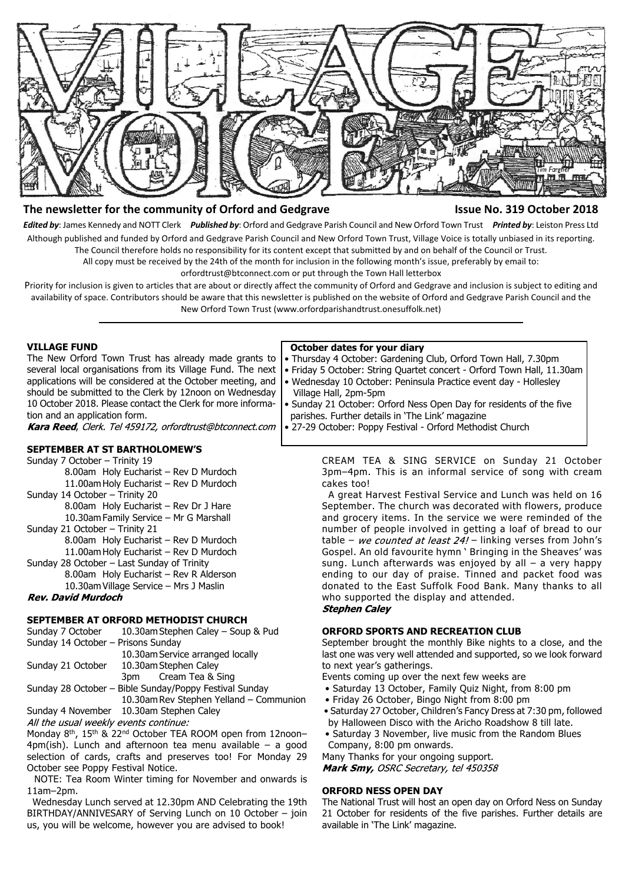# VILLAGE VOICE

**The newsletter for the community of Orford and Gedgrave** **Issue No. 319 October 2018**

***Edited by***: James Kennedy and NOTT Clerk ***Published by***: Orford and Gedgrave Parish Council and New Orford Town Trust ***Printed by***: Leiston Press Ltd

Although published and funded by Orford and Gedgrave Parish Council and New Orford Town Trust, Village Voice is totally unbiased in its reporting. The Council therefore holds no responsibility for its content except that submitted by and on behalf of the Council or Trust.

All copy must be received by the 24th of the month for inclusion in the following month's issue, preferably by email to: orfordtrust@btconnect.com or put through the Town Hall letterbox

Priority for inclusion is given to articles that are about or directly affect the community of Orford and Gedgrave and inclusion is subject to editing and availability of space. Contributors should be aware that this newsletter is published on the website of Orford and Gedgrave Parish Council and the New Orford Town Trust (www.orfordparishandtrust.onesuffolk.net)

---

## VILLAGE FUND

The New Orford Town Trust has already made grants to several local organisations from its Village Fund. The next applications will be considered at the October meeting, and should be submitted to the Clerk by 12noon on Wednesday 10 October 2018. Please contact the Clerk for more information and an application form.

***Kara Reed**, Clerk. Tel 459172, orfordtrust@btconnect.com*

## October dates for your diary

- Thursday 4 October: Gardening Club, Orford Town Hall, 7.30pm
- Friday 5 October: String Quartet concert - Orford Town Hall, 11.30am
- Wednesday 10 October: Peninsula Practice event day - Hollesley Village Hall, 2pm-5pm
- Sunday 21 October: Orford Ness Open Day for residents of the five parishes. Further details in 'The Link' magazine
- 27-29 October: Poppy Festival - Orford Methodist Church

## SEPTEMBER AT ST BARTHOLOMEW'S

Sunday 7 October – Trinity 19
- 8.00am Holy Eucharist – Rev D Murdoch
- 11.00am Holy Eucharist – Rev D Murdoch

Sunday 14 October – Trinity 20
- 8.00am Holy Eucharist – Rev Dr J Hare
- 10.30am Family Service – Mr G Marshall

Sunday 21 October – Trinity 21
- 8.00am Holy Eucharist – Rev D Murdoch
- 11.00am Holy Eucharist – Rev D Murdoch

Sunday 28 October – Last Sunday of Trinity
- 8.00am Holy Eucharist – Rev R Alderson
- 10.30am Village Service – Mrs J Maslin

***Rev. David Murdoch***

## SEPTEMBER AT ORFORD METHODIST CHURCH

Sunday 7 October 10.30am Stephen Caley – Soup & Pud

Sunday 14 October – Prisons Sunday
- 10.30am Service arranged locally

Sunday 21 October 10.30am Stephen Caley
- 3pm Cream Tea & Sing

Sunday 28 October – Bible Sunday/Poppy Festival Sunday
- 10.30am Rev Stephen Yelland – Communion

Sunday 4 November 10.30am Stephen Caley

*All the usual weekly events continue:*

Monday 8th, 15th & 22nd October TEA ROOM open from 12noon–4pm(ish). Lunch and afternoon tea menu available – a good selection of cards, crafts and preserves too! For Monday 29 October see Poppy Festival Notice.

NOTE: Tea Room Winter timing for November and onwards is 11am–2pm.

Wednesday Lunch served at 12.30pm AND Celebrating the 19th BIRTHDAY/ANNIVESARY of Serving Lunch on 10 October – join us, you will be welcome, however you are advised to book!

CREAM TEA & SING SERVICE on Sunday 21 October 3pm–4pm. This is an informal service of song with cream cakes too!

A great Harvest Festival Service and Lunch was held on 16 September. The church was decorated with flowers, produce and grocery items. In the service we were reminded of the number of people involved in getting a loaf of bread to our table – *we counted at least 24!* – linking verses from John's Gospel. An old favourite hymn ' Bringing in the Sheaves' was sung. Lunch afterwards was enjoyed by all – a very happy ending to our day of praise. Tinned and packet food was donated to the East Suffolk Food Bank. Many thanks to all who supported the display and attended.

***Stephen Caley***

## ORFORD SPORTS AND RECREATION CLUB

September brought the monthly Bike nights to a close, and the last one was very well attended and supported, so we look forward to next year's gatherings.

Events coming up over the next few weeks are

- Saturday 13 October, Family Quiz Night, from 8:00 pm
- Friday 26 October, Bingo Night from 8:00 pm
- Saturday 27 October, Children's Fancy Dress at 7:30 pm, followed by Halloween Disco with the Aricho Roadshow 8 till late.
- Saturday 3 November, live music from the Random Blues Company, 8:00 pm onwards.

Many Thanks for your ongoing support.

***Mark Smy,** OSRC Secretary, tel 450358*

## ORFORD NESS OPEN DAY

The National Trust will host an open day on Orford Ness on Sunday 21 October for residents of the five parishes. Further details are available in 'The Link' magazine.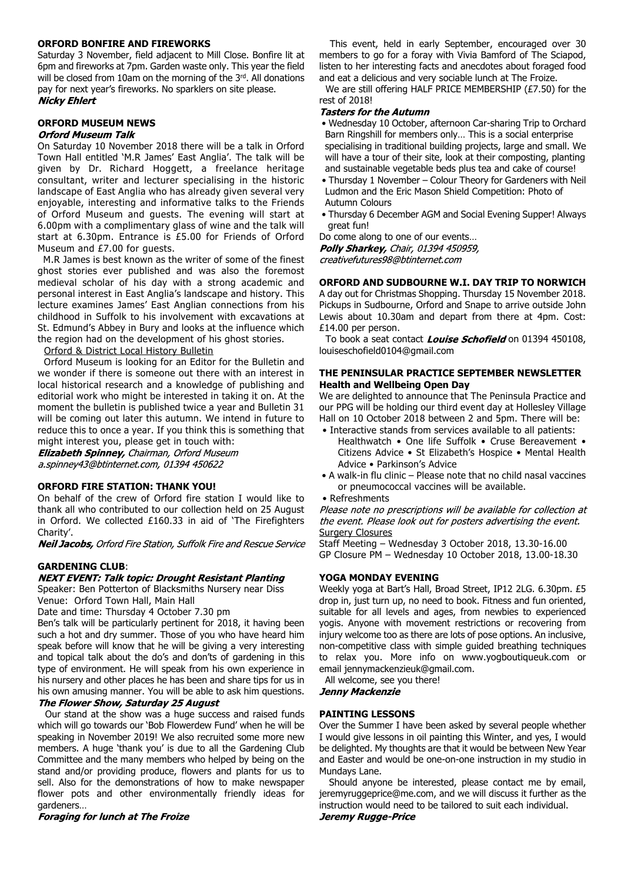## ORFORD BONFIRE AND FIREWORKS

Saturday 3 November, field adjacent to Mill Close. Bonfire lit at 6pm and fireworks at 7pm. Garden waste only. This year the field will be closed from 10am on the morning of the 3rd. All donations pay for next year's fireworks. No sparklers on site please.

***Nicky Ehlert***

## ORFORD MUSEUM NEWS

### *Orford Museum Talk*

On Saturday 10 November 2018 there will be a talk in Orford Town Hall entitled 'M.R James' East Anglia'. The talk will be given by Dr. Richard Hoggett, a freelance heritage consultant, writer and lecturer specialising in the historic landscape of East Anglia who has already given several very enjoyable, interesting and informative talks to the Friends of Orford Museum and guests. The evening will start at 6.00pm with a complimentary glass of wine and the talk will start at 6.30pm. Entrance is £5.00 for Friends of Orford Museum and £7.00 for guests.

M.R James is best known as the writer of some of the finest ghost stories ever published and was also the foremost medieval scholar of his day with a strong academic and personal interest in East Anglia's landscape and history. This lecture examines James' East Anglian connections from his childhood in Suffolk to his involvement with excavations at St. Edmund's Abbey in Bury and looks at the influence which the region had on the development of his ghost stories.

Orford & District Local History Bulletin

Orford Museum is looking for an Editor for the Bulletin and we wonder if there is someone out there with an interest in local historical research and a knowledge of publishing and editorial work who might be interested in taking it on. At the moment the bulletin is published twice a year and Bulletin 31 will be coming out later this autumn. We intend in future to reduce this to once a year. If you think this is something that might interest you, please get in touch with:

***Elizabeth Spinney,*** *Chairman, Orford Museum*
*a.spinney43@btinternet.com, 01394 450622*

## ORFORD FIRE STATION: THANK YOU!

On behalf of the crew of Orford fire station I would like to thank all who contributed to our collection held on 25 August in Orford. We collected £160.33 in aid of 'The Firefighters Charity'.

***Neil Jacobs,*** *Orford Fire Station, Suffolk Fire and Rescue Service*

## GARDENING CLUB:

### *NEXT EVENT: Talk topic: Drought Resistant Planting*

Speaker: Ben Potterton of Blacksmiths Nursery near Diss
Venue: Orford Town Hall, Main Hall
Date and time: Thursday 4 October 7.30 pm

Ben's talk will be particularly pertinent for 2018, it having been such a hot and dry summer. Those of you who have heard him speak before will know that he will be giving a very interesting and topical talk about the do's and don'ts of gardening in this type of environment. He will speak from his own experience in his nursery and other places he has been and share tips for us in his own amusing manner. You will be able to ask him questions.

### *The Flower Show, Saturday 25 August*

Our stand at the show was a huge success and raised funds which will go towards our 'Bob Flowerdew Fund' when he will be speaking in November 2019! We also recruited some more new members. A huge 'thank you' is due to all the Gardening Club Committee and the many members who helped by being on the stand and/or providing produce, flowers and plants for us to sell. Also for the demonstrations of how to make newspaper flower pots and other environmentally friendly ideas for gardeners…

### *Foraging for lunch at The Froize*

This event, held in early September, encouraged over 30 members to go for a foray with Vivia Bamford of The Sciapod, listen to her interesting facts and anecdotes about foraged food and eat a delicious and very sociable lunch at The Froize.

We are still offering HALF PRICE MEMBERSHIP (£7.50) for the rest of 2018!

### *Tasters for the Autumn*

- Wednesday 10 October, afternoon Car-sharing Trip to Orchard Barn Ringshill for members only… This is a social enterprise specialising in traditional building projects, large and small. We will have a tour of their site, look at their composting, planting and sustainable vegetable beds plus tea and cake of course!
- Thursday 1 November – Colour Theory for Gardeners with Neil Ludmon and the Eric Mason Shield Competition: Photo of Autumn Colours
- Thursday 6 December AGM and Social Evening Supper! Always great fun!

Do come along to one of our events…

***Polly Sharkey,*** *Chair, 01394 450959,*
*creativefutures98@btinternet.com*

## ORFORD AND SUDBOURNE W.I. DAY TRIP TO NORWICH

A day out for Christmas Shopping. Thursday 15 November 2018. Pickups in Sudbourne, Orford and Snape to arrive outside John Lewis about 10.30am and depart from there at 4pm. Cost: £14.00 per person.

To book a seat contact ***Louise Schofield*** on 01394 450108, louiseschofield0104@gmail.com

## THE PENINSULAR PRACTICE SEPTEMBER NEWSLETTER

### Health and Wellbeing Open Day

We are delighted to announce that The Peninsula Practice and our PPG will be holding our third event day at Hollesley Village Hall on 10 October 2018 between 2 and 5pm. There will be:

- Interactive stands from services available to all patients: Healthwatch • One life Suffolk • Cruse Bereavement • Citizens Advice • St Elizabeth's Hospice • Mental Health Advice • Parkinson's Advice
- A walk-in flu clinic – Please note that no child nasal vaccines or pneumococcal vaccines will be available.
- Refreshments

*Please note no prescriptions will be available for collection at the event. Please look out for posters advertising the event.*

Surgery Closures

Staff Meeting – Wednesday 3 October 2018, 13.30-16.00
GP Closure PM – Wednesday 10 October 2018, 13.00-18.30

## YOGA MONDAY EVENING

Weekly yoga at Bart's Hall, Broad Street, IP12 2LG. 6.30pm. £5 drop in, just turn up, no need to book. Fitness and fun oriented, suitable for all levels and ages, from newbies to experienced yogis. Anyone with movement restrictions or recovering from injury welcome too as there are lots of pose options. An inclusive, non-competitive class with simple guided breathing techniques to relax you. More info on www.yogboutiqueuk.com or email jennymackenzieuk@gmail.com.

All welcome, see you there!

***Jenny Mackenzie***

## PAINTING LESSONS

Over the Summer I have been asked by several people whether I would give lessons in oil painting this Winter, and yes, I would be delighted. My thoughts are that it would be between New Year and Easter and would be one-on-one instruction in my studio in Mundays Lane.

Should anyone be interested, please contact me by email, jeremyruggeprice@me.com, and we will discuss it further as the instruction would need to be tailored to suit each individual.

***Jeremy Rugge-Price***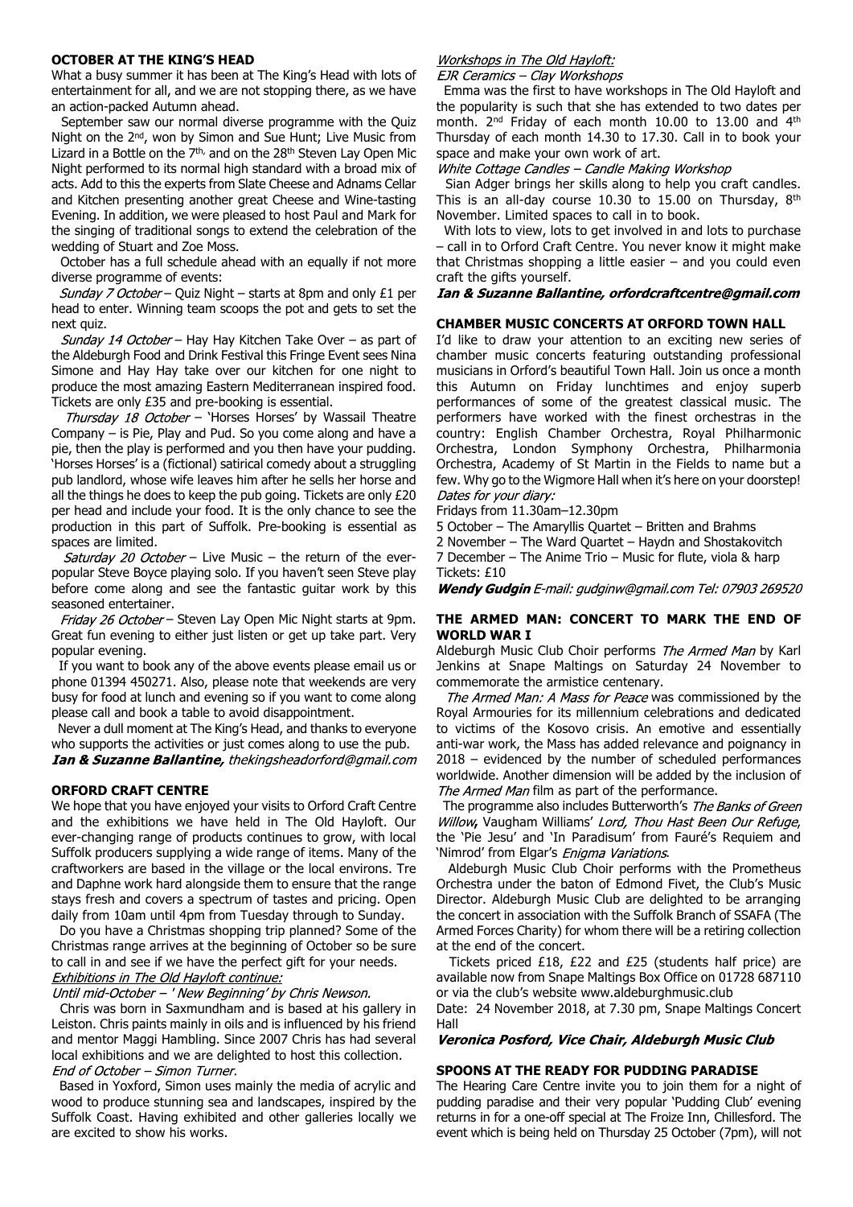## OCTOBER AT THE KING'S HEAD

What a busy summer it has been at The King's Head with lots of entertainment for all, and we are not stopping there, as we have an action-packed Autumn ahead.

September saw our normal diverse programme with the Quiz Night on the 2nd, won by Simon and Sue Hunt; Live Music from Lizard in a Bottle on the 7th, and on the 28th Steven Lay Open Mic Night performed to its normal high standard with a broad mix of acts. Add to this the experts from Slate Cheese and Adnams Cellar and Kitchen presenting another great Cheese and Wine-tasting Evening. In addition, we were pleased to host Paul and Mark for the singing of traditional songs to extend the celebration of the wedding of Stuart and Zoe Moss.

October has a full schedule ahead with an equally if not more diverse programme of events:

*Sunday 7 October* – Quiz Night – starts at 8pm and only £1 per head to enter. Winning team scoops the pot and gets to set the next quiz.

*Sunday 14 October* – Hay Hay Kitchen Take Over – as part of the Aldeburgh Food and Drink Festival this Fringe Event sees Nina Simone and Hay Hay take over our kitchen for one night to produce the most amazing Eastern Mediterranean inspired food. Tickets are only £35 and pre-booking is essential.

*Thursday 18 October* – 'Horses Horses' by Wassail Theatre Company – is Pie, Play and Pud. So you come along and have a pie, then the play is performed and you then have your pudding. 'Horses Horses' is a (fictional) satirical comedy about a struggling pub landlord, whose wife leaves him after he sells her horse and all the things he does to keep the pub going. Tickets are only £20 per head and include your food. It is the only chance to see the production in this part of Suffolk. Pre-booking is essential as spaces are limited.

*Saturday 20 October* – Live Music – the return of the ever-popular Steve Boyce playing solo. If you haven't seen Steve play before come along and see the fantastic guitar work by this seasoned entertainer.

*Friday 26 October* – Steven Lay Open Mic Night starts at 9pm. Great fun evening to either just listen or get up take part. Very popular evening.

If you want to book any of the above events please email us or phone 01394 450271. Also, please note that weekends are very busy for food at lunch and evening so if you want to come along please call and book a table to avoid disappointment.

Never a dull moment at The King's Head, and thanks to everyone who supports the activities or just comes along to use the pub.

***Ian & Suzanne Ballantine,*** *thekingsheadorford@gmail.com*

## ORFORD CRAFT CENTRE

We hope that you have enjoyed your visits to Orford Craft Centre and the exhibitions we have held in The Old Hayloft. Our ever-changing range of products continues to grow, with local Suffolk producers supplying a wide range of items. Many of the craftworkers are based in the village or the local environs. Tre and Daphne work hard alongside them to ensure that the range stays fresh and covers a spectrum of tastes and pricing. Open daily from 10am until 4pm from Tuesday through to Sunday.

Do you have a Christmas shopping trip planned? Some of the Christmas range arrives at the beginning of October so be sure to call in and see if we have the perfect gift for your needs.

*Exhibitions in The Old Hayloft continue:*

*Until mid-October – ' New Beginning' by Chris Newson.*

Chris was born in Saxmundham and is based at his gallery in Leiston. Chris paints mainly in oils and is influenced by his friend and mentor Maggi Hambling. Since 2007 Chris has had several local exhibitions and we are delighted to host this collection.

*End of October – Simon Turner.*

Based in Yoxford, Simon uses mainly the media of acrylic and wood to produce stunning sea and landscapes, inspired by the Suffolk Coast. Having exhibited and other galleries locally we are excited to show his works.

*Workshops in The Old Hayloft:*

*EJR Ceramics – Clay Workshops*

Emma was the first to have workshops in The Old Hayloft and the popularity is such that she has extended to two dates per month. 2nd Friday of each month 10.00 to 13.00 and 4th Thursday of each month 14.30 to 17.30. Call in to book your space and make your own work of art.

*White Cottage Candles – Candle Making Workshop*

Sian Adger brings her skills along to help you craft candles. This is an all-day course 10.30 to 15.00 on Thursday, 8th November. Limited spaces to call in to book.

With lots to view, lots to get involved in and lots to purchase – call in to Orford Craft Centre. You never know it might make that Christmas shopping a little easier – and you could even craft the gifts yourself.

***Ian & Suzanne Ballantine, orfordcraftcentre@gmail.com***

## CHAMBER MUSIC CONCERTS AT ORFORD TOWN HALL

I'd like to draw your attention to an exciting new series of chamber music concerts featuring outstanding professional musicians in Orford's beautiful Town Hall. Join us once a month this Autumn on Friday lunchtimes and enjoy superb performances of some of the greatest classical music. The performers have worked with the finest orchestras in the country: English Chamber Orchestra, Royal Philharmonic Orchestra, London Symphony Orchestra, Philharmonia Orchestra, Academy of St Martin in the Fields to name but a few. Why go to the Wigmore Hall when it's here on your doorstep!

*Dates for your diary:*

Fridays from 11.30am–12.30pm

5 October – The Amaryllis Quartet – Britten and Brahms

2 November – The Ward Quartet – Haydn and Shostakovitch

7 December – The Anime Trio – Music for flute, viola & harp

Tickets: £10

***Wendy Gudgin*** *E-mail: gudginw@gmail.com Tel: 07903 269520*

## THE ARMED MAN: CONCERT TO MARK THE END OF WORLD WAR I

Aldeburgh Music Club Choir performs *The Armed Man* by Karl Jenkins at Snape Maltings on Saturday 24 November to commemorate the armistice centenary.

*The Armed Man: A Mass for Peace* was commissioned by the Royal Armouries for its millennium celebrations and dedicated to victims of the Kosovo crisis. An emotive and essentially anti-war work, the Mass has added relevance and poignancy in 2018 – evidenced by the number of scheduled performances worldwide. Another dimension will be added by the inclusion of *The Armed Man* film as part of the performance.

The programme also includes Butterworth's *The Banks of Green Willow*, Vaugham Williams' *Lord, Thou Hast Been Our Refuge*, the 'Pie Jesu' and 'In Paradisum' from Fauré's Requiem and 'Nimrod' from Elgar's *Enigma Variations*.

Aldeburgh Music Club Choir performs with the Prometheus Orchestra under the baton of Edmond Fivet, the Club's Music Director. Aldeburgh Music Club are delighted to be arranging the concert in association with the Suffolk Branch of SSAFA (The Armed Forces Charity) for whom there will be a retiring collection at the end of the concert.

Tickets priced £18, £22 and £25 (students half price) are available now from Snape Maltings Box Office on 01728 687110 or via the club's website www.aldeburghmusic.club

Date: 24 November 2018, at 7.30 pm, Snape Maltings Concert Hall

***Veronica Posford, Vice Chair, Aldeburgh Music Club***

## SPOONS AT THE READY FOR PUDDING PARADISE

The Hearing Care Centre invite you to join them for a night of pudding paradise and their very popular 'Pudding Club' evening returns in for a one-off special at The Froize Inn, Chillesford. The event which is being held on Thursday 25 October (7pm), will not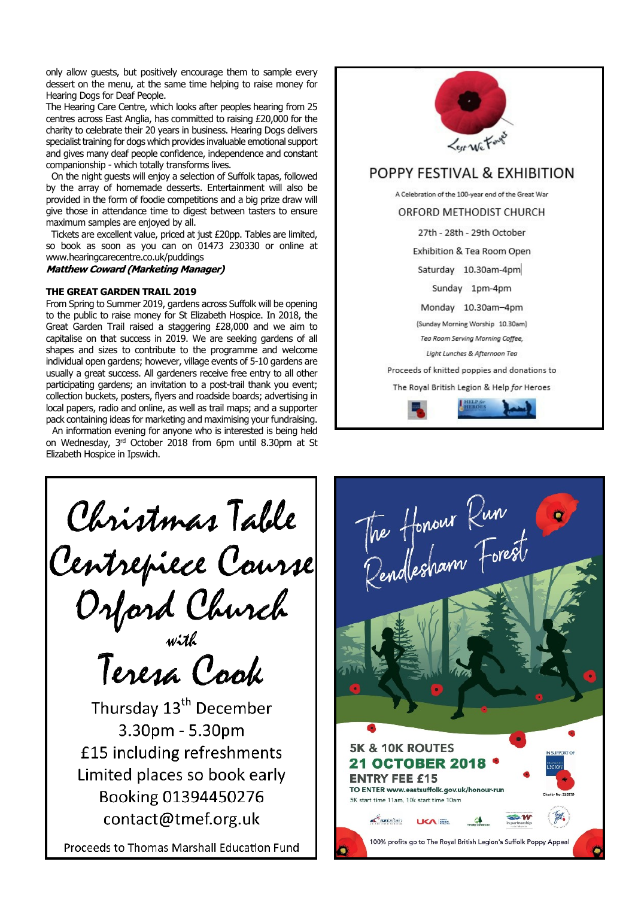only allow guests, but positively encourage them to sample every dessert on the menu, at the same time helping to raise money for Hearing Dogs for Deaf People.

The Hearing Care Centre, which looks after peoples hearing from 25 centres across East Anglia, has committed to raising £20,000 for the charity to celebrate their 20 years in business. Hearing Dogs delivers specialist training for dogs which provides invaluable emotional support and gives many deaf people confidence, independence and constant companionship - which totally transforms lives.

On the night guests will enjoy a selection of Suffolk tapas, followed by the array of homemade desserts. Entertainment will also be provided in the form of foodie competitions and a big prize draw will give those in attendance time to digest between tasters to ensure maximum samples are enjoyed by all.

Tickets are excellent value, priced at just £20pp. Tables are limited, so book as soon as you can on 01473 230330 or online at www.hearingcarecentre.co.uk/puddings

***Matthew Coward (Marketing Manager)***

**THE GREAT GARDEN TRAIL 2019**

From Spring to Summer 2019, gardens across Suffolk will be opening to the public to raise money for St Elizabeth Hospice. In 2018, the Great Garden Trail raised a staggering £28,000 and we aim to capitalise on that success in 2019. We are seeking gardens of all shapes and sizes to contribute to the programme and welcome individual open gardens; however, village events of 5-10 gardens are usually a great success. All gardeners receive free entry to all other participating gardens; an invitation to a post-trail thank you event; collection buckets, posters, flyers and roadside boards; advertising in local papers, radio and online, as well as trail maps; and a supporter pack containing ideas for marketing and maximising your fundraising.

An information evening for anyone who is interested is being held on Wednesday, 3rd October 2018 from 6pm until 8.30pm at St Elizabeth Hospice in Ipswich.

Lest We Forget

## POPPY FESTIVAL & EXHIBITION

A Celebration of the 100-year end of the Great War

ORFORD METHODIST CHURCH

27th - 28th - 29th October

Exhibition & Tea Room Open

Saturday 10.30am-4pm

Sunday 1pm-4pm

Monday 10.30am–4pm

(Sunday Morning Worship 10.30am)

*Tea Room Serving Morning Coffee,*

*Light Lunches & Afternoon Tea*

Proceeds of knitted poppies and donations to

The Royal British Legion & Help *for* Heroes

## Christmas Table Centrepiece Course Orford Church

*with*

## Teresa Cook

Thursday 13th December

3.30pm - 5.30pm

£15 including refreshments

Limited places so book early

Booking 01394450276

contact@tmef.org.uk

Proceeds to Thomas Marshall Education Fund

## The Honour Run Rendlesham Forest

**5K & 10K ROUTES**

**21 OCTOBER 2018**

**ENTRY FEE £15**

**TO ENTER www.eastsuffolk.gov.uk/honour-run**

5K start time 11am, 10k start time 10am

IN SUPPORT OF LEGION

Charity No: 219279

100% profits go to The Royal British Legion's Suffolk Poppy Appeal